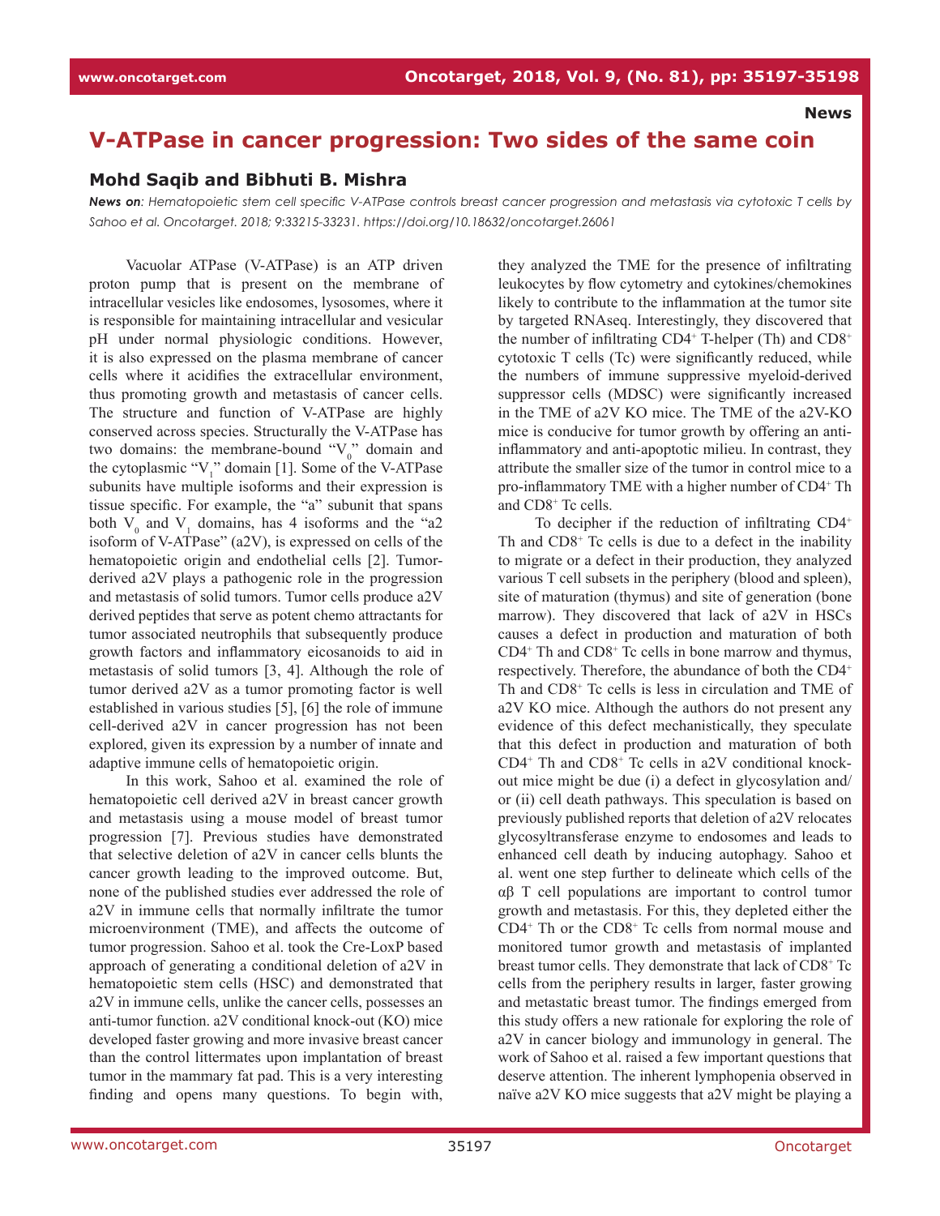**News**

# V-ATPase in cancer progression: Two sides of the same coin

### Mohd Saqib and Bibhuti B. Mishra

***News on**: Hematopoietic stem cell specific V-ATPase controls breast cancer progression and metastasis via cytotoxic T cells by Sahoo et al. Oncotarget. 2018; 9:33215-33231. https://doi.org/10.18632/oncotarget.26061*

Vacuolar ATPase (V-ATPase) is an ATP driven proton pump that is present on the membrane of intracellular vesicles like endosomes, lysosomes, where it is responsible for maintaining intracellular and vesicular pH under normal physiologic conditions. However, it is also expressed on the plasma membrane of cancer cells where it acidifies the extracellular environment, thus promoting growth and metastasis of cancer cells. The structure and function of V-ATPase are highly conserved across species. Structurally the V-ATPase has two domains: the membrane-bound "$V_0$" domain and the cytoplasmic "$V_1$" domain [1]. Some of the V-ATPase subunits have multiple isoforms and their expression is tissue specific. For example, the "a" subunit that spans both $V_0$ and $V_1$ domains, has 4 isoforms and the "a2 isoform of V-ATPase" (a2V), is expressed on cells of the hematopoietic origin and endothelial cells [2]. Tumor-derived a2V plays a pathogenic role in the progression and metastasis of solid tumors. Tumor cells produce a2V derived peptides that serve as potent chemo attractants for tumor associated neutrophils that subsequently produce growth factors and inflammatory eicosanoids to aid in metastasis of solid tumors [3, 4]. Although the role of tumor derived a2V as a tumor promoting factor is well established in various studies [5], [6] the role of immune cell-derived a2V in cancer progression has not been explored, given its expression by a number of innate and adaptive immune cells of hematopoietic origin.

In this work, Sahoo et al. examined the role of hematopoietic cell derived a2V in breast cancer growth and metastasis using a mouse model of breast tumor progression [7]. Previous studies have demonstrated that selective deletion of a2V in cancer cells blunts the cancer growth leading to the improved outcome. But, none of the published studies ever addressed the role of a2V in immune cells that normally infiltrate the tumor microenvironment (TME), and affects the outcome of tumor progression. Sahoo et al. took the Cre-LoxP based approach of generating a conditional deletion of a2V in hematopoietic stem cells (HSC) and demonstrated that a2V in immune cells, unlike the cancer cells, possesses an anti-tumor function. a2V conditional knock-out (KO) mice developed faster growing and more invasive breast cancer than the control littermates upon implantation of breast tumor in the mammary fat pad. This is a very interesting finding and opens many questions. To begin with, they analyzed the TME for the presence of infiltrating leukocytes by flow cytometry and cytokines/chemokines likely to contribute to the inflammation at the tumor site by targeted RNAseq. Interestingly, they discovered that the number of infiltrating $CD4^+$ T-helper (Th) and $CD8^+$ cytotoxic T cells (Tc) were significantly reduced, while the numbers of immune suppressive myeloid-derived suppressor cells (MDSC) were significantly increased in the TME of a2V KO mice. The TME of the a2V-KO mice is conducive for tumor growth by offering an anti-inflammatory and anti-apoptotic milieu. In contrast, they attribute the smaller size of the tumor in control mice to a pro-inflammatory TME with a higher number of $CD4^+$ Th and $CD8^+$ Tc cells.

To decipher if the reduction of infiltrating $CD4^+$ Th and $CD8^+$ Tc cells is due to a defect in the inability to migrate or a defect in their production, they analyzed various T cell subsets in the periphery (blood and spleen), site of maturation (thymus) and site of generation (bone marrow). They discovered that lack of a2V in HSCs causes a defect in production and maturation of both $CD4^+$ Th and $CD8^+$ Tc cells in bone marrow and thymus, respectively. Therefore, the abundance of both the $CD4^+$ Th and $CD8^+$ Tc cells is less in circulation and TME of a2V KO mice. Although the authors do not present any evidence of this defect mechanistically, they speculate that this defect in production and maturation of both $CD4^+$ Th and $CD8^+$ Tc cells in a2V conditional knock-out mice might be due (i) a defect in glycosylation and/or (ii) cell death pathways. This speculation is based on previously published reports that deletion of a2V relocates glycosyltransferase enzyme to endosomes and leads to enhanced cell death by inducing autophagy. Sahoo et al. went one step further to delineate which cells of the αβ T cell populations are important to control tumor growth and metastasis. For this, they depleted either the $CD4^+$ Th or the $CD8^+$ Tc cells from normal mouse and monitored tumor growth and metastasis of implanted breast tumor cells. They demonstrate that lack of $CD8^+$ Tc cells from the periphery results in larger, faster growing and metastatic breast tumor. The findings emerged from this study offers a new rationale for exploring the role of a2V in cancer biology and immunology in general. The work of Sahoo et al. raised a few important questions that deserve attention. The inherent lymphopenia observed in naïve a2V KO mice suggests that a2V might be playing a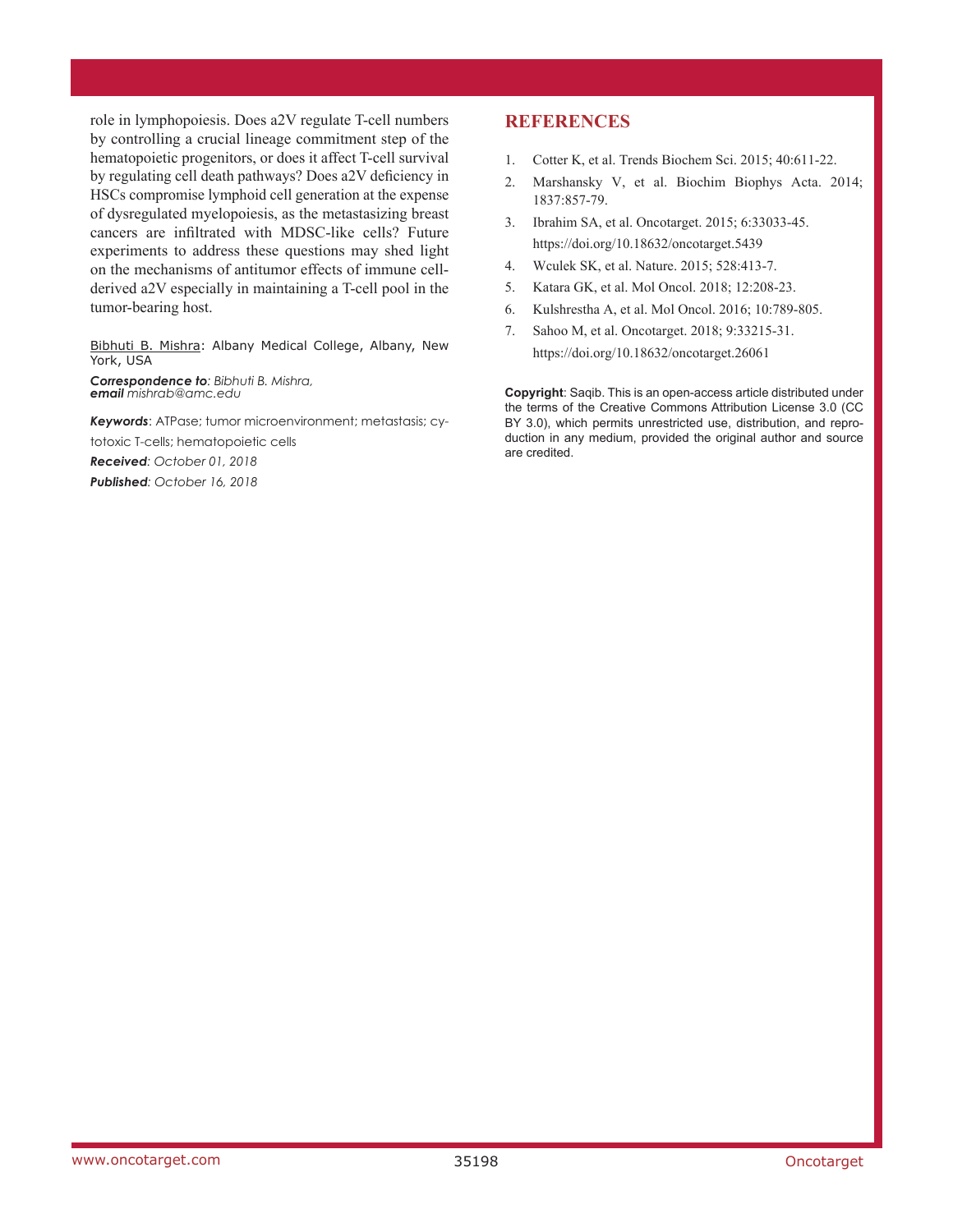role in lymphopoiesis. Does a2V regulate T-cell numbers by controlling a crucial lineage commitment step of the hematopoietic progenitors, or does it affect T-cell survival by regulating cell death pathways? Does a2V deficiency in HSCs compromise lymphoid cell generation at the expense of dysregulated myelopoiesis, as the metastasizing breast cancers are infiltrated with MDSC-like cells? Future experiments to address these questions may shed light on the mechanisms of antitumor effects of immune cell-derived a2V especially in maintaining a T-cell pool in the tumor-bearing host.

Bibhuti B. Mishra: Albany Medical College, Albany, New York, USA

***Correspondence to***: *Bibhuti B. Mishra,*
***email*** *mishrab@amc.edu*

***Keywords***: ATPase; tumor microenvironment; metastasis; cytotoxic T-cells; hematopoietic cells

***Received***: *October 01, 2018*

***Published***: *October 16, 2018*

## REFERENCES

1. Cotter K, et al. Trends Biochem Sci. 2015; 40:611-22.
2. Marshansky V, et al. Biochim Biophys Acta. 2014; 1837:857-79.
3. Ibrahim SA, et al. Oncotarget. 2015; 6:33033-45. https://doi.org/10.18632/oncotarget.5439
4. Wculek SK, et al. Nature. 2015; 528:413-7.
5. Katara GK, et al. Mol Oncol. 2018; 12:208-23.
6. Kulshrestha A, et al. Mol Oncol. 2016; 10:789-805.
7. Sahoo M, et al. Oncotarget. 2018; 9:33215-31. https://doi.org/10.18632/oncotarget.26061

**Copyright**: Saqib. This is an open-access article distributed under the terms of the Creative Commons Attribution License 3.0 (CC BY 3.0), which permits unrestricted use, distribution, and reproduction in any medium, provided the original author and source are credited.